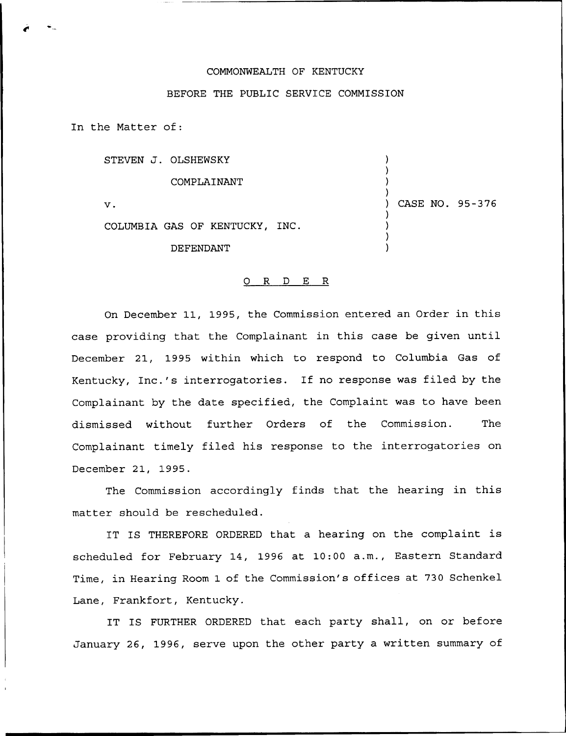COMMONWEALTH OF KENTUCKY

BEFORE THE PUBLIC SERVICE COMMISSION

In the Matter of:

STEVEN J. OLSHEWSKY

COMPLAINANT

v. ) CASE NO. 95-376

COLUMBIA GAS OF KENTUCKY, INC.

DEFENDANT

O R D E R

On December 11, 1995, the Commission entered an Order in this case providing that the Complainant in this case be given until December 21, 1995 within which to respond to Columbia Gas of Kentucky, Inc.'s interrogatories. If no response was filed by the Complainant by the date specified, the Complaint was to have been dismissed without further Orders of the Commission. The Complainant timely filed his response to the interrogatories on December 21, 1995.

The Commission accordingly finds that the hearing in this matter should be rescheduled.

IT IS THEREFORE ORDERED that a hearing on the complaint is scheduled for February 14, 1996 at 10:00 a.m., Eastern Standard Time, in Hearing Room 1 of the Commission's offices at 730 Schenkel Lane, Frankfort, Kentucky.

IT IS FURTHER ORDERED that each party shall, on or before January 26, 1996, serve upon the other party a written summary of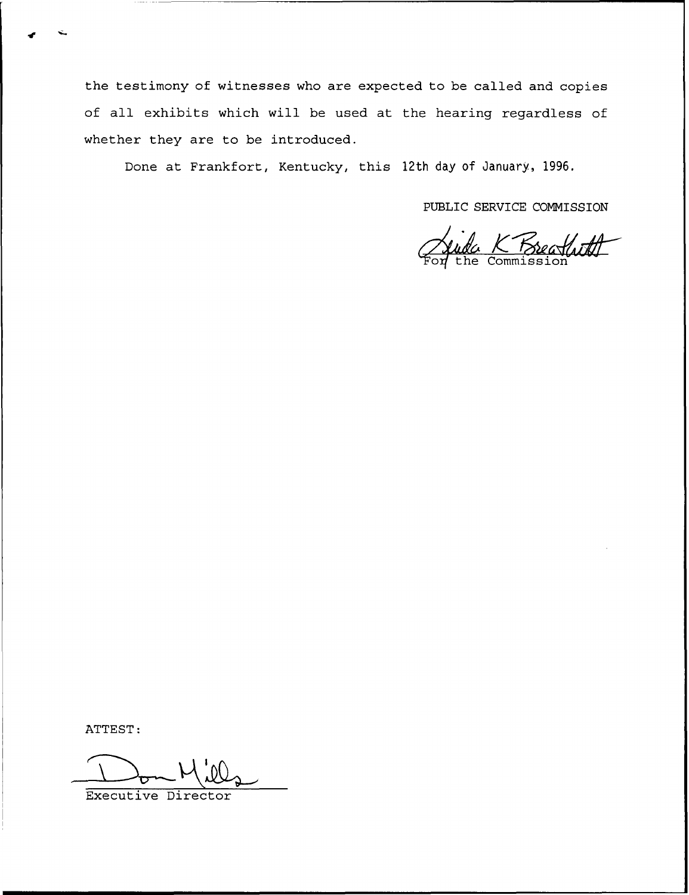the testimony of witnesses who are expected to be called and copies of all exhibits which will be used at the hearing regardless of whether they are to be introduced.

Done at Frankfort, Kentucky, this 12th day of January, 1996.

PUBLIC SERVICE COMMISSION

For the Commission

ATTEST:

Executive Director